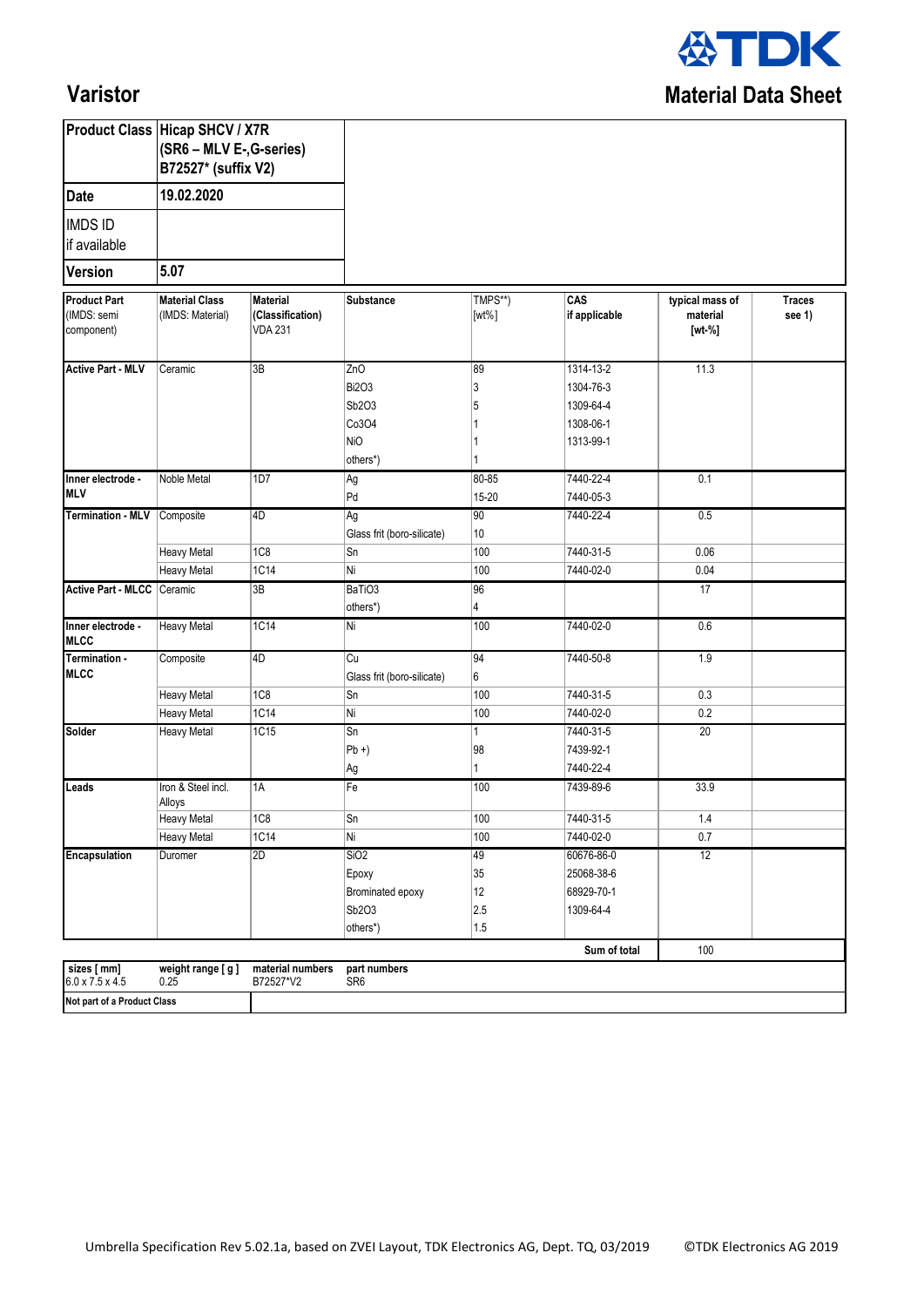# Varistor

## Material Data Sheet

| Product Class | Hicap SHCV / X7R (SR6 – MLV E-,G-series) B72527* (suffix V2) |
|---|---|
| Date | 19.02.2020 |
| IMDS ID if available | |
| Version | 5.07 |

| Product Part (IMDS: semi component) | Material Class (IMDS: Material) | Material (Classification) VDA 231 | Substance | TMPS**) [wt%] | CAS if applicable | typical mass of material [wt-%] | Traces see 1) |
|---|---|---|---|---|---|---|---|
| Active Part - MLV | Ceramic | 3B | ZnO | 89 | 1314-13-2 | 11.3 | |
| | | | $Bi_2O_3$ | 3 | 1304-76-3 | | |
| | | | $Sb_2O_3$ | 5 | 1309-64-4 | | |
| | | | $Co_3O_4$ | 1 | 1308-06-1 | | |
| | | | NiO | 1 | 1313-99-1 | | |
| | | | others*) | 1 | | | |
| Inner electrode - MLV | Noble Metal | 1D7 | Ag | 80-85 | 7440-22-4 | 0.1 | |
| | | | Pd | 15-20 | 7440-05-3 | | |
| Termination - MLV | Composite | 4D | Ag | 90 | 7440-22-4 | 0.5 | |
| | | | Glass frit (boro-silicate) | 10 | | | |
| | Heavy Metal | 1C8 | Sn | 100 | 7440-31-5 | 0.06 | |
| | Heavy Metal | 1C14 | Ni | 100 | 7440-02-0 | 0.04 | |
| Active Part - MLCC | Ceramic | 3B | $BaTiO_3$ | 96 | | 17 | |
| | | | others*) | 4 | | | |
| Inner electrode - MLCC | Heavy Metal | 1C14 | Ni | 100 | 7440-02-0 | 0.6 | |
| Termination - MLCC | Composite | 4D | Cu | 94 | 7440-50-8 | 1.9 | |
| | | | Glass frit (boro-silicate) | 6 | | | |
| | Heavy Metal | 1C8 | Sn | 100 | 7440-31-5 | 0.3 | |
| | Heavy Metal | 1C14 | Ni | 100 | 7440-02-0 | 0.2 | |
| Solder | Heavy Metal | 1C15 | Sn | 1 | 7440-31-5 | 20 | |
| | | | Pb +) | 98 | 7439-92-1 | | |
| | | | Ag | 1 | 7440-22-4 | | |
| Leads | Iron & Steel incl. Alloys | 1A | Fe | 100 | 7439-89-6 | 33.9 | |
| | Heavy Metal | 1C8 | Sn | 100 | 7440-31-5 | 1.4 | |
| | Heavy Metal | 1C14 | Ni | 100 | 7440-02-0 | 0.7 | |
| Encapsulation | Duromer | 2D | $SiO_2$ | 49 | 60676-86-0 | 12 | |
| | | | Epoxy | 35 | 25068-38-6 | | |
| | | | Brominated epoxy | 12 | 68929-70-1 | | |
| | | | $Sb_2O_3$ | 2.5 | 1309-64-4 | | |
| | | | others*) | 1.5 | | | |
| | | | | | Sum of total | 100 | |

| sizes [ mm] | weight range [ g ] | material numbers | part numbers |
|---|---|---|---|
| 6.0 x 7.5 x 4.5 | 0.25 | B72527*V2 | SR6 |

**Not part of a Product Class**

Umbrella Specification Rev 5.02.1a, based on ZVEI Layout, TDK Electronics AG, Dept. TQ, 03/2019 ©TDK Electronics AG 2019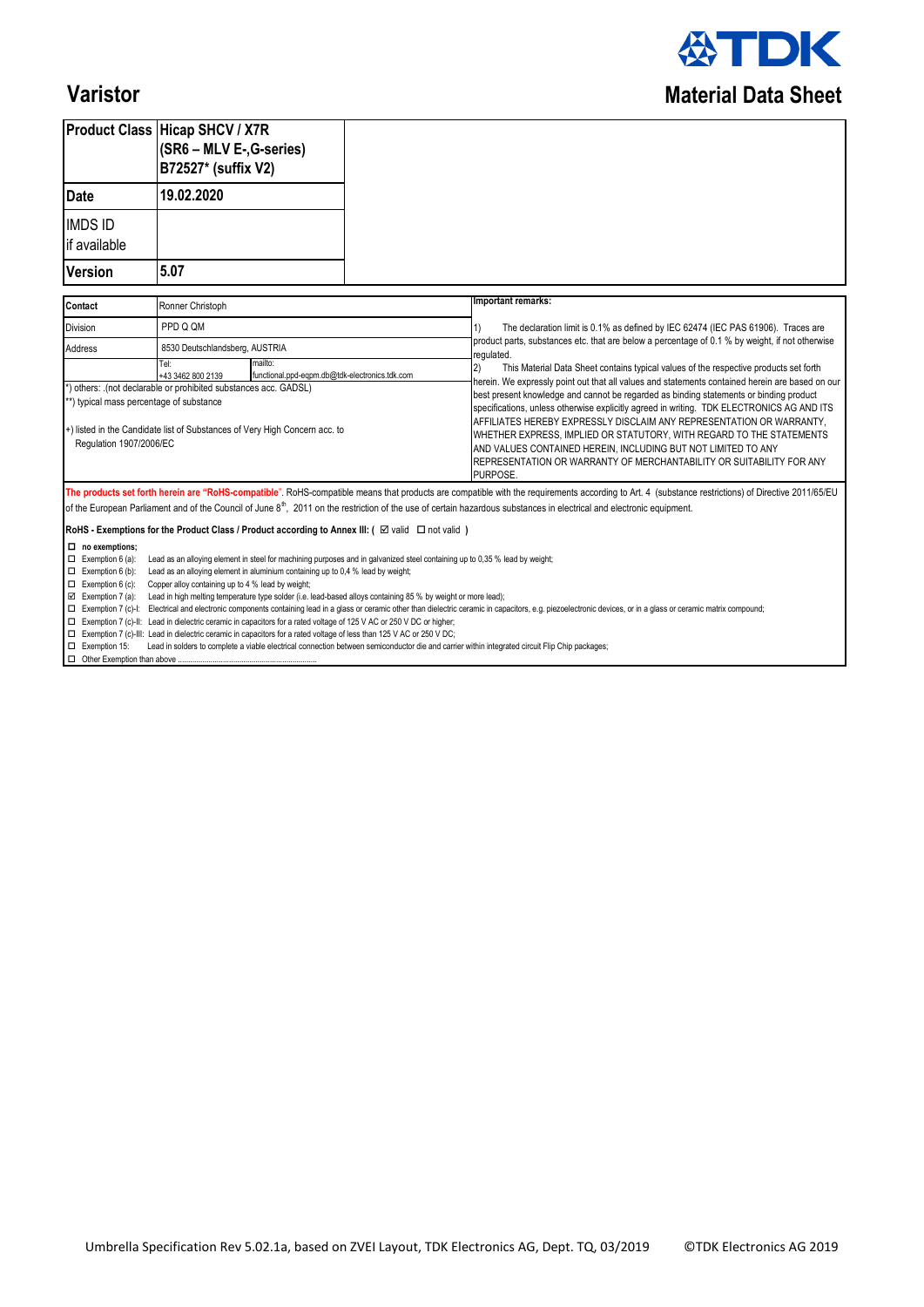# Varistor

## Material Data Sheet

| | |
|---|---|
| **Product Class** | **Hicap SHCV / X7R (SR6 – MLV E-,G-series) B72527* (suffix V2)** |
| **Date** | **19.02.2020** |
| **IMDS ID if available** | |
| **Version** | **5.07** |

| | | |
|---|---|---|
| **Contact** | Ronner Christoph | |
| Division | PPD Q QM | |
| Address | 8530 Deutschlandsberg, AUSTRIA | |
| | Tel: +43 3462 800 2139 | mailto: functional.ppd-eqpm.db@tdk-electronics.tdk.com |

*) others: .(not declarable or prohibited substances acc. GADSL)

**) typical mass percentage of substance

+) listed in the Candidate list of Substances of Very High Concern acc. to Regulation 1907/2006/EC

**Important remarks:**

1) The declaration limit is 0.1% as defined by IEC 62474 (IEC PAS 61906). Traces are product parts, substances etc. that are below a percentage of 0.1 % by weight, if not otherwise regulated.

2) This Material Data Sheet contains typical values of the respective products set forth herein. We expressly point out that all values and statements contained herein are based on our best present knowledge and cannot be regarded as binding statements or binding product specifications, unless otherwise explicitly agreed in writing. TDK ELECTRONICS AG AND ITS AFFILIATES HEREBY EXPRESSLY DISCLAIM ANY REPRESENTATION OR WARRANTY, WHETHER EXPRESS, IMPLIED OR STATUTORY, WITH REGARD TO THE STATEMENTS AND VALUES CONTAINED HEREIN, INCLUDING BUT NOT LIMITED TO ANY REPRESENTATION OR WARRANTY OF MERCHANTABILITY OR SUITABILITY FOR ANY PURPOSE.

**The products set forth herein are "RoHS-compatible".** RoHS-compatible means that products are compatible with the requirements according to Art. 4 (substance restrictions) of Directive 2011/65/EU of the European Parliament and of the Council of June 8th, 2011 on the restriction of the use of certain hazardous substances in electrical and electronic equipment.

**RoHS - Exemptions for the Product Class / Product according to Annex III: ( ☑ valid ☐ not valid )**

- ☐ **no exemptions;**
- ☐ Exemption 6 (a): Lead as an alloying element in steel for machining purposes and in galvanized steel containing up to 0,35 % lead by weight;
- ☐ Exemption 6 (b): Lead as an alloying element in aluminium containing up to 0,4 % lead by weight;
- ☐ Exemption 6 (c): Copper alloy containing up to 4 % lead by weight;
- ☑ Exemption 7 (a): Lead in high melting temperature type solder (i.e. lead-based alloys containing 85 % by weight or more lead);
- ☐ Exemption 7 (c)-I: Electrical and electronic components containing lead in a glass or ceramic other than dielectric ceramic in capacitors, e.g. piezoelectronic devices, or in a glass or ceramic matrix compound;
- ☐ Exemption 7 (c)-II: Lead in dielectric ceramic in capacitors for a rated voltage of 125 V AC or 250 V DC or higher;
- ☐ Exemption 7 (c)-III: Lead in dielectric ceramic in capacitors for a rated voltage of less than 125 V AC or 250 V DC;
- ☐ Exemption 15: Lead in solders to complete a viable electrical connection between semiconductor die and carrier within integrated circuit Flip Chip packages;
- ☐ Other Exemption than above ..................................................................

Umbrella Specification Rev 5.02.1a, based on ZVEI Layout, TDK Electronics AG, Dept. TQ, 03/2019 ©TDK Electronics AG 2019